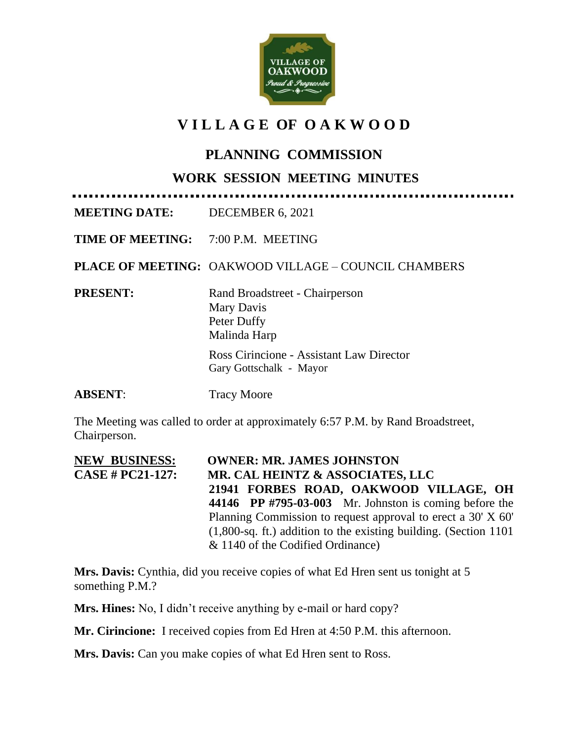# VILLAGE OF OAKWOOD

## PLANNING COMMISSION

### WORK SESSION MEETING MINUTES

**MEETING DATE:** DECEMBER 6, 2021

**TIME OF MEETING:** 7:00 P.M. MEETING

**PLACE OF MEETING:** OAKWOOD VILLAGE – COUNCIL CHAMBERS

**PRESENT:**
Rand Broadstreet - Chairperson
Mary Davis
Peter Duffy
Malinda Harp

Ross Cirincione - Assistant Law Director
Gary Gottschalk - Mayor

**ABSENT:** Tracy Moore

The Meeting was called to order at approximately 6:57 P.M. by Rand Broadstreet, Chairperson.

**NEW BUSINESS:** **OWNER: MR. JAMES JOHNSTON**
**CASE # PC21-127:** **MR. CAL HEINTZ & ASSOCIATES, LLC**
**21941 FORBES ROAD, OAKWOOD VILLAGE, OH 44146 PP #795-03-003** Mr. Johnston is coming before the Planning Commission to request approval to erect a 30' X 60' (1,800-sq. ft.) addition to the existing building. (Section 1101 & 1140 of the Codified Ordinance)

**Mrs. Davis:** Cynthia, did you receive copies of what Ed Hren sent us tonight at 5 something P.M.?

**Mrs. Hines:** No, I didn't receive anything by e-mail or hard copy?

**Mr. Cirincione:** I received copies from Ed Hren at 4:50 P.M. this afternoon.

**Mrs. Davis:** Can you make copies of what Ed Hren sent to Ross.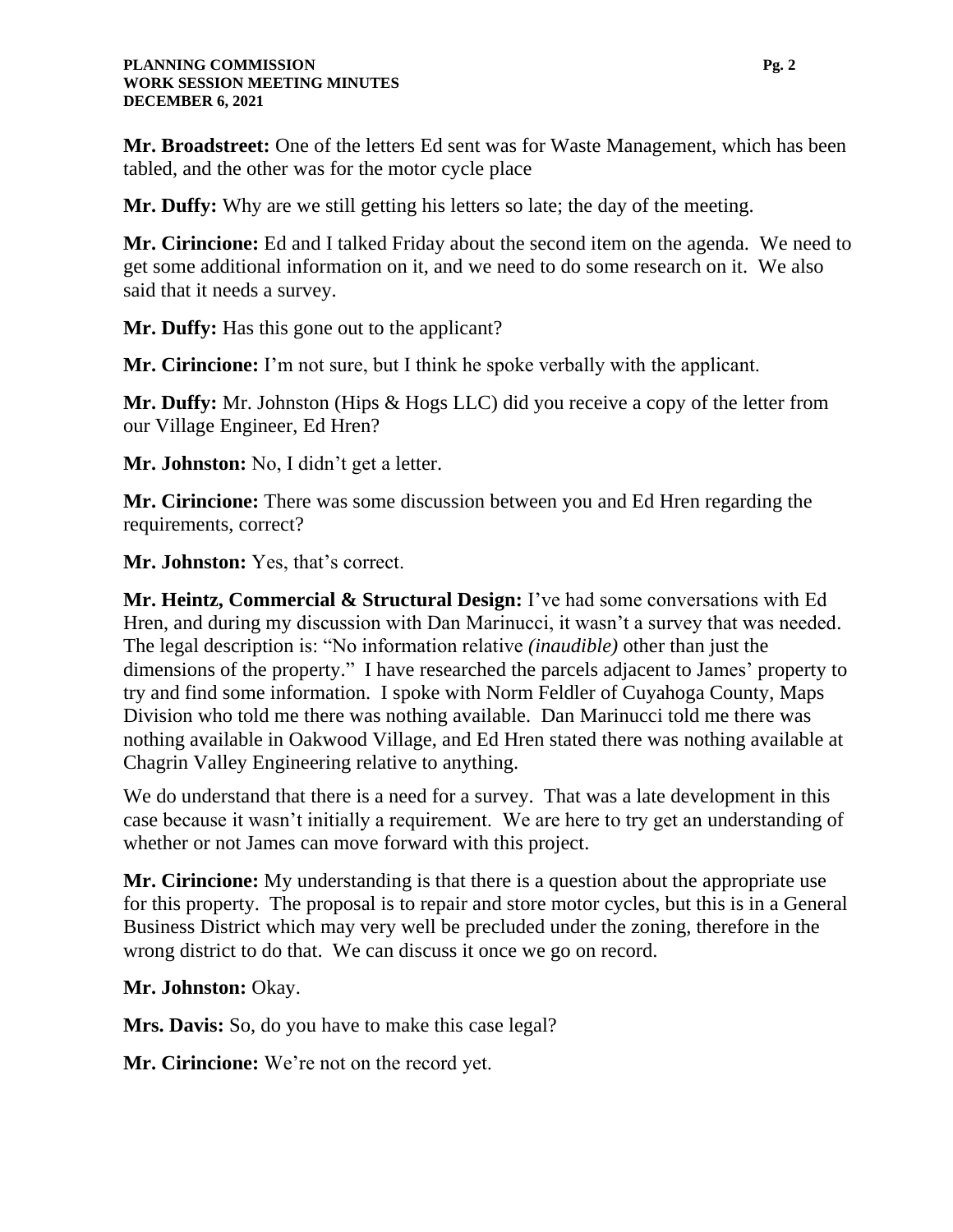**Mr. Broadstreet:** One of the letters Ed sent was for Waste Management, which has been tabled, and the other was for the motor cycle place

**Mr. Duffy:** Why are we still getting his letters so late; the day of the meeting.

**Mr. Cirincione:** Ed and I talked Friday about the second item on the agenda. We need to get some additional information on it, and we need to do some research on it. We also said that it needs a survey.

**Mr. Duffy:** Has this gone out to the applicant?

**Mr. Cirincione:** I'm not sure, but I think he spoke verbally with the applicant.

**Mr. Duffy:** Mr. Johnston (Hips & Hogs LLC) did you receive a copy of the letter from our Village Engineer, Ed Hren?

**Mr. Johnston:** No, I didn't get a letter.

**Mr. Cirincione:** There was some discussion between you and Ed Hren regarding the requirements, correct?

**Mr. Johnston:** Yes, that's correct.

**Mr. Heintz, Commercial & Structural Design:** I've had some conversations with Ed Hren, and during my discussion with Dan Marinucci, it wasn't a survey that was needed. The legal description is: "No information relative *(inaudible)* other than just the dimensions of the property." I have researched the parcels adjacent to James' property to try and find some information. I spoke with Norm Feldler of Cuyahoga County, Maps Division who told me there was nothing available. Dan Marinucci told me there was nothing available in Oakwood Village, and Ed Hren stated there was nothing available at Chagrin Valley Engineering relative to anything.

We do understand that there is a need for a survey. That was a late development in this case because it wasn't initially a requirement. We are here to try get an understanding of whether or not James can move forward with this project.

**Mr. Cirincione:** My understanding is that there is a question about the appropriate use for this property. The proposal is to repair and store motor cycles, but this is in a General Business District which may very well be precluded under the zoning, therefore in the wrong district to do that. We can discuss it once we go on record.

**Mr. Johnston:** Okay.

**Mrs. Davis:** So, do you have to make this case legal?

**Mr. Cirincione:** We're not on the record yet.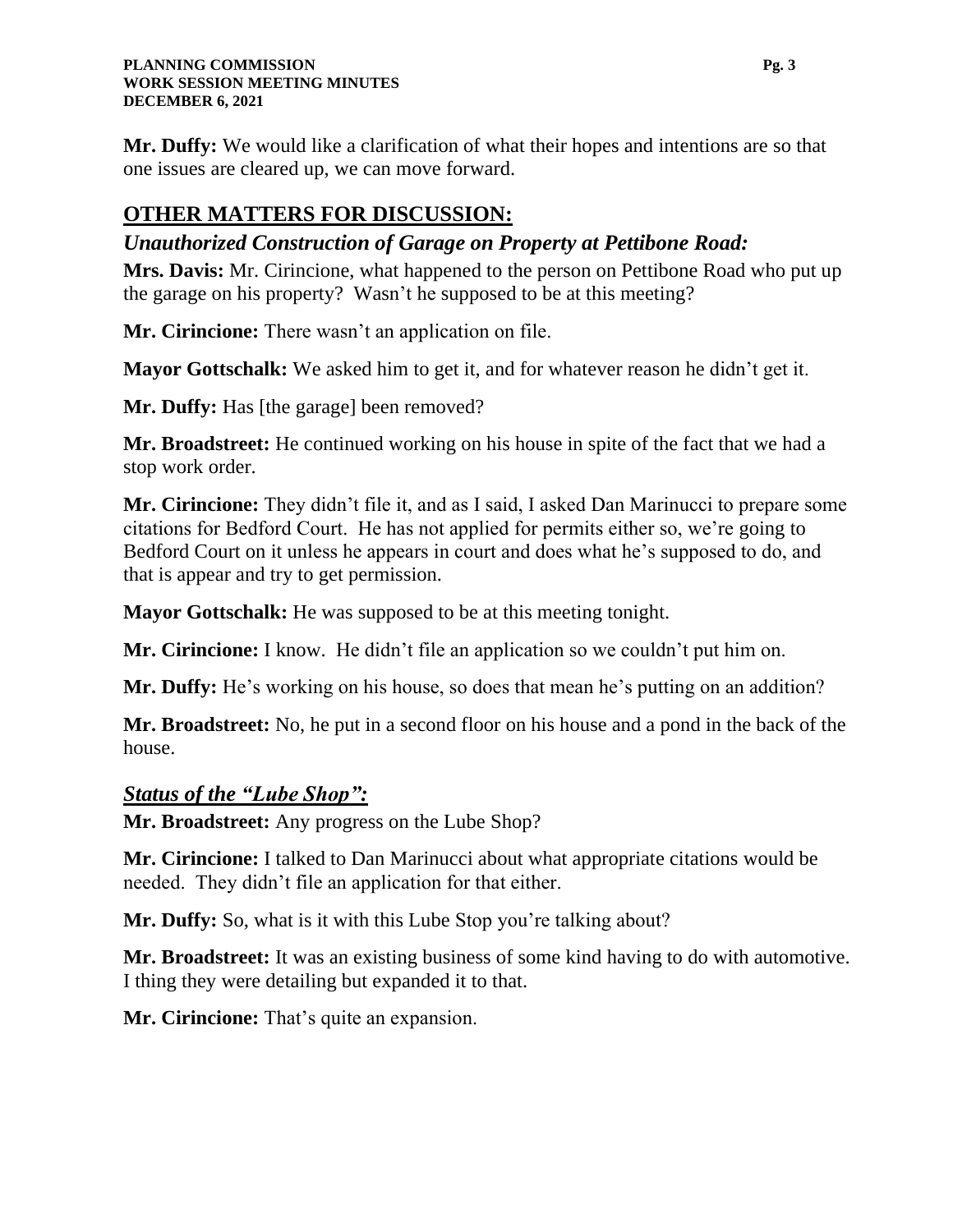**Mr. Duffy:** We would like a clarification of what their hopes and intentions are so that one issues are cleared up, we can move forward.

## OTHER MATTERS FOR DISCUSSION:

### *Unauthorized Construction of Garage on Property at Pettibone Road:*

**Mrs. Davis:** Mr. Cirincione, what happened to the person on Pettibone Road who put up the garage on his property? Wasn't he supposed to be at this meeting?

**Mr. Cirincione:** There wasn't an application on file.

**Mayor Gottschalk:** We asked him to get it, and for whatever reason he didn't get it.

**Mr. Duffy:** Has [the garage] been removed?

**Mr. Broadstreet:** He continued working on his house in spite of the fact that we had a stop work order.

**Mr. Cirincione:** They didn't file it, and as I said, I asked Dan Marinucci to prepare some citations for Bedford Court. He has not applied for permits either so, we're going to Bedford Court on it unless he appears in court and does what he's supposed to do, and that is appear and try to get permission.

**Mayor Gottschalk:** He was supposed to be at this meeting tonight.

**Mr. Cirincione:** I know. He didn't file an application so we couldn't put him on.

**Mr. Duffy:** He's working on his house, so does that mean he's putting on an addition?

**Mr. Broadstreet:** No, he put in a second floor on his house and a pond in the back of the house.

### ***Status of the "Lube Shop":***

**Mr. Broadstreet:** Any progress on the Lube Shop?

**Mr. Cirincione:** I talked to Dan Marinucci about what appropriate citations would be needed. They didn't file an application for that either.

**Mr. Duffy:** So, what is it with this Lube Stop you're talking about?

**Mr. Broadstreet:** It was an existing business of some kind having to do with automotive. I thing they were detailing but expanded it to that.

**Mr. Cirincione:** That's quite an expansion.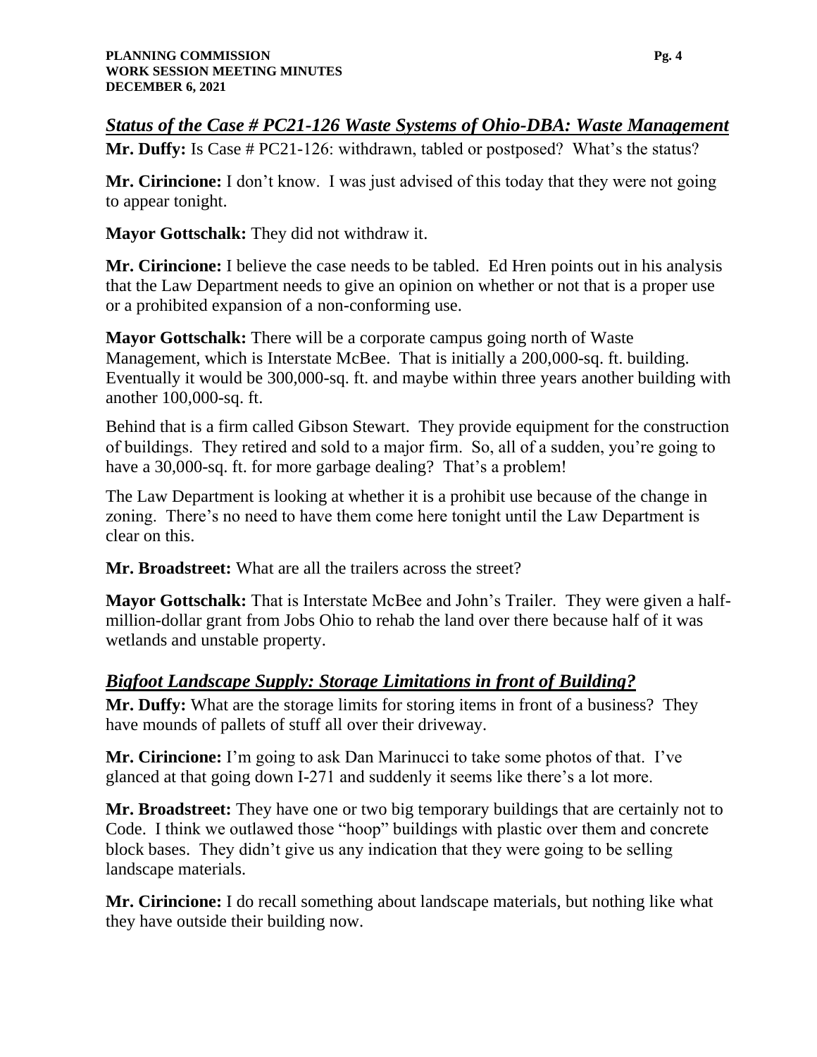## ***Status of the Case # PC21-126 Waste Systems of Ohio-DBA: Waste Management***

**Mr. Duffy:** Is Case # PC21-126: withdrawn, tabled or postposed? What's the status?

**Mr. Cirincione:** I don't know. I was just advised of this today that they were not going to appear tonight.

**Mayor Gottschalk:** They did not withdraw it.

**Mr. Cirincione:** I believe the case needs to be tabled. Ed Hren points out in his analysis that the Law Department needs to give an opinion on whether or not that is a proper use or a prohibited expansion of a non-conforming use.

**Mayor Gottschalk:** There will be a corporate campus going north of Waste Management, which is Interstate McBee. That is initially a 200,000-sq. ft. building. Eventually it would be 300,000-sq. ft. and maybe within three years another building with another 100,000-sq. ft.

Behind that is a firm called Gibson Stewart. They provide equipment for the construction of buildings. They retired and sold to a major firm. So, all of a sudden, you're going to have a 30,000-sq. ft. for more garbage dealing? That's a problem!

The Law Department is looking at whether it is a prohibit use because of the change in zoning. There's no need to have them come here tonight until the Law Department is clear on this.

**Mr. Broadstreet:** What are all the trailers across the street?

**Mayor Gottschalk:** That is Interstate McBee and John's Trailer. They were given a half-million-dollar grant from Jobs Ohio to rehab the land over there because half of it was wetlands and unstable property.

## ***Bigfoot Landscape Supply: Storage Limitations in front of Building?***

**Mr. Duffy:** What are the storage limits for storing items in front of a business? They have mounds of pallets of stuff all over their driveway.

**Mr. Cirincione:** I'm going to ask Dan Marinucci to take some photos of that. I've glanced at that going down I-271 and suddenly it seems like there's a lot more.

**Mr. Broadstreet:** They have one or two big temporary buildings that are certainly not to Code. I think we outlawed those "hoop" buildings with plastic over them and concrete block bases. They didn't give us any indication that they were going to be selling landscape materials.

**Mr. Cirincione:** I do recall something about landscape materials, but nothing like what they have outside their building now.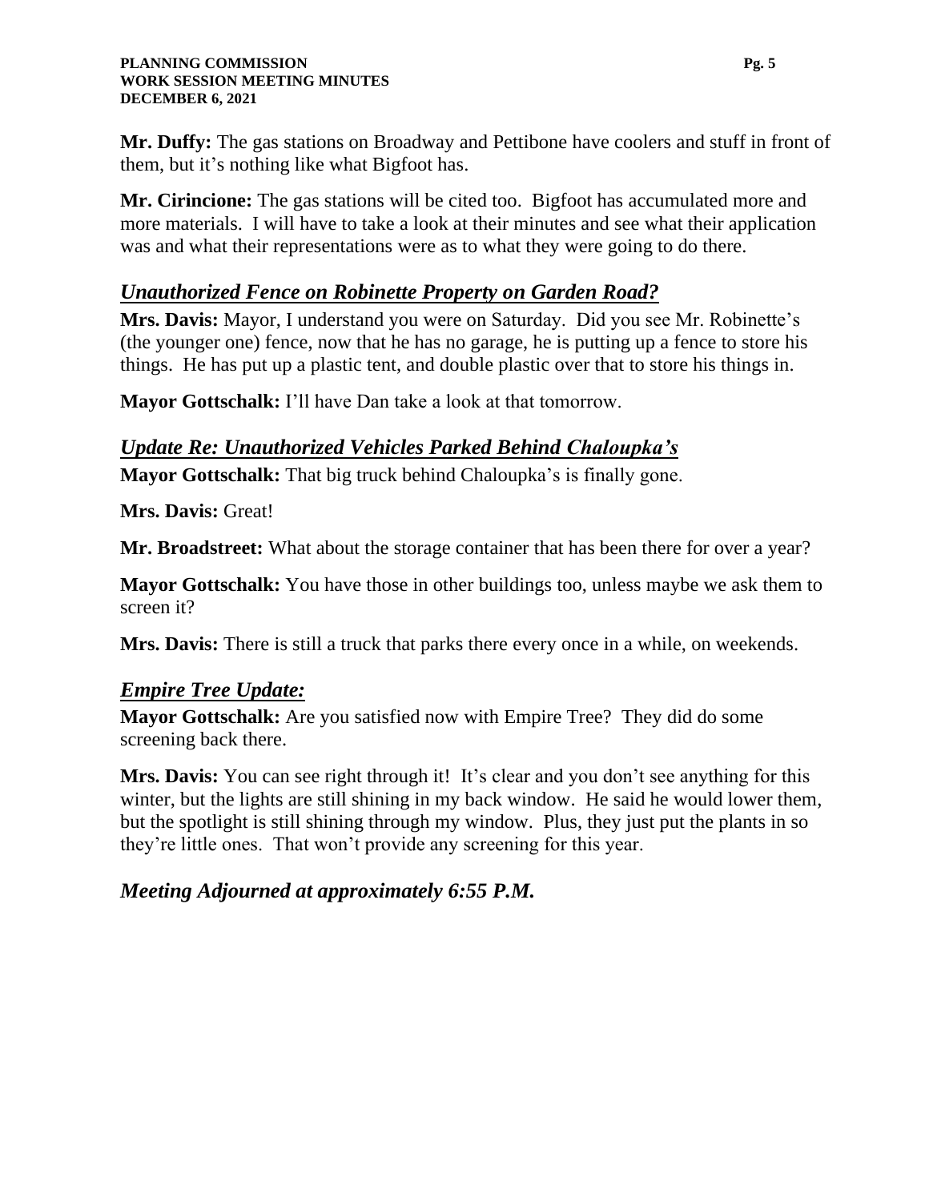**Mr. Duffy:** The gas stations on Broadway and Pettibone have coolers and stuff in front of them, but it's nothing like what Bigfoot has.

**Mr. Cirincione:** The gas stations will be cited too. Bigfoot has accumulated more and more materials. I will have to take a look at their minutes and see what their application was and what their representations were as to what they were going to do there.

## *Unauthorized Fence on Robinette Property on Garden Road?*

**Mrs. Davis:** Mayor, I understand you were on Saturday. Did you see Mr. Robinette's (the younger one) fence, now that he has no garage, he is putting up a fence to store his things. He has put up a plastic tent, and double plastic over that to store his things in.

**Mayor Gottschalk:** I'll have Dan take a look at that tomorrow.

## *Update Re: Unauthorized Vehicles Parked Behind Chaloupka's*

**Mayor Gottschalk:** That big truck behind Chaloupka's is finally gone.

**Mrs. Davis:** Great!

**Mr. Broadstreet:** What about the storage container that has been there for over a year?

**Mayor Gottschalk:** You have those in other buildings too, unless maybe we ask them to screen it?

**Mrs. Davis:** There is still a truck that parks there every once in a while, on weekends.

## *Empire Tree Update:*

**Mayor Gottschalk:** Are you satisfied now with Empire Tree? They did do some screening back there.

**Mrs. Davis:** You can see right through it! It's clear and you don't see anything for this winter, but the lights are still shining in my back window. He said he would lower them, but the spotlight is still shining through my window. Plus, they just put the plants in so they're little ones. That won't provide any screening for this year.

## *Meeting Adjourned at approximately 6:55 P.M.*